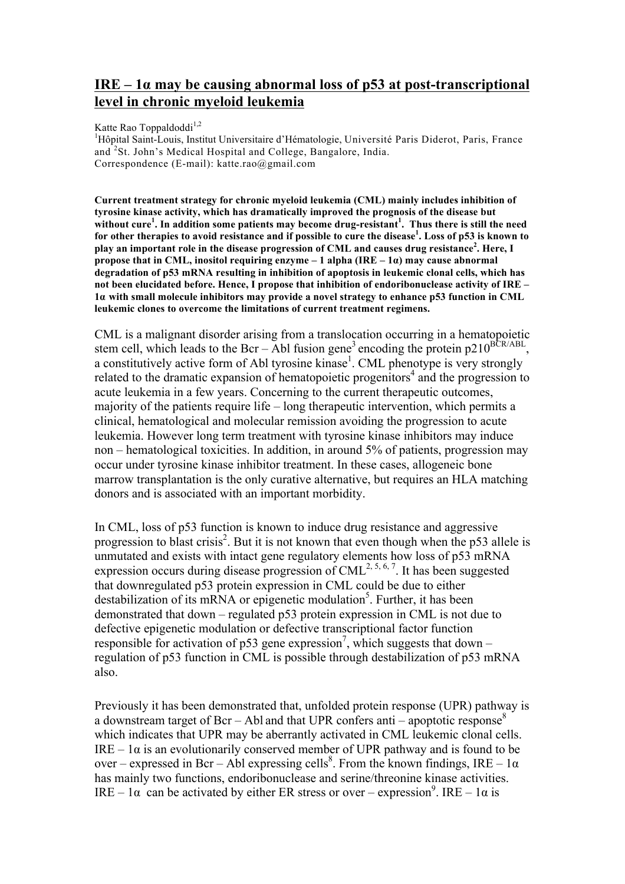# IRE – 1α may be causing abnormal loss of p53 at post-transcriptional level in chronic myeloid leukemia

Katte Rao Toppaldoddi[1,2]

[1]Hôpital Saint-Louis, Institut Universitaire d'Hématologie, Université Paris Diderot, Paris, France and [2]St. John's Medical Hospital and College, Bangalore, India.

Correspondence (E-mail): katte.rao@gmail.com

**Current treatment strategy for chronic myeloid leukemia (CML) mainly includes inhibition of tyrosine kinase activity, which has dramatically improved the prognosis of the disease but without cure[1]. In addition some patients may become drug-resistant[1]. Thus there is still the need for other therapies to avoid resistance and if possible to cure the disease[1]. Loss of p53 is known to play an important role in the disease progression of CML and causes drug resistance[2]. Here, I propose that in CML, inositol requiring enzyme – 1 alpha (IRE – 1α) may cause abnormal degradation of p53 mRNA resulting in inhibition of apoptosis in leukemic clonal cells, which has not been elucidated before. Hence, I propose that inhibition of endoribonuclease activity of IRE – 1α with small molecule inhibitors may provide a novel strategy to enhance p53 function in CML leukemic clones to overcome the limitations of current treatment regimens.**

CML is a malignant disorder arising from a translocation occurring in a hematopoietic stem cell, which leads to the Bcr – Abl fusion gene[3] encoding the protein p210$^{BCR/ABL}$, a constitutively active form of Abl tyrosine kinase[1]. CML phenotype is very strongly related to the dramatic expansion of hematopoietic progenitors[4] and the progression to acute leukemia in a few years. Concerning to the current therapeutic outcomes, majority of the patients require life – long therapeutic intervention, which permits a clinical, hematological and molecular remission avoiding the progression to acute leukemia. However long term treatment with tyrosine kinase inhibitors may induce non – hematological toxicities. In addition, in around 5% of patients, progression may occur under tyrosine kinase inhibitor treatment. In these cases, allogeneic bone marrow transplantation is the only curative alternative, but requires an HLA matching donors and is associated with an important morbidity.

In CML, loss of p53 function is known to induce drug resistance and aggressive progression to blast crisis[2]. But it is not known that even though when the p53 allele is unmutated and exists with intact gene regulatory elements how loss of p53 mRNA expression occurs during disease progression of CML[2, 5, 6, 7]. It has been suggested that downregulated p53 protein expression in CML could be due to either destabilization of its mRNA or epigenetic modulation[5]. Further, it has been demonstrated that down – regulated p53 protein expression in CML is not due to defective epigenetic modulation or defective transcriptional factor function responsible for activation of p53 gene expression[7], which suggests that down – regulation of p53 function in CML is possible through destabilization of p53 mRNA also.

Previously it has been demonstrated that, unfolded protein response (UPR) pathway is a downstream target of Bcr – Abl and that UPR confers anti – apoptotic response[8] which indicates that UPR may be aberrantly activated in CML leukemic clonal cells. IRE – 1α is an evolutionarily conserved member of UPR pathway and is found to be over – expressed in Bcr – Abl expressing cells[8]. From the known findings, IRE – 1α has mainly two functions, endoribonuclease and serine/threonine kinase activities. IRE – 1α can be activated by either ER stress or over – expression[9]. IRE – 1α is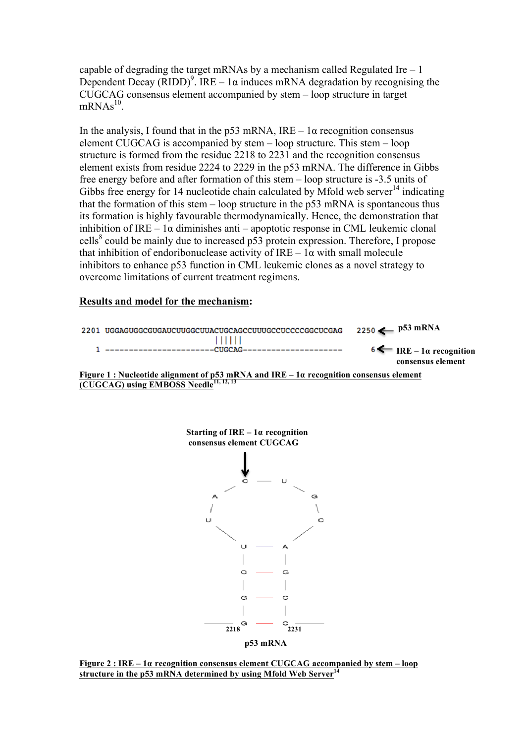capable of degrading the target mRNAs by a mechanism called Regulated Ire – 1 Dependent Decay (RIDD)[9]. IRE – 1α induces mRNA degradation by recognising the CUGCAG consensus element accompanied by stem – loop structure in target mRNAs[10].

In the analysis, I found that in the p53 mRNA, IRE – 1α recognition consensus element CUGCAG is accompanied by stem – loop structure. This stem – loop structure is formed from the residue 2218 to 2231 and the recognition consensus element exists from residue 2224 to 2229 in the p53 mRNA. The difference in Gibbs free energy before and after formation of this stem – loop structure is -3.5 units of Gibbs free energy for 14 nucleotide chain calculated by Mfold web server[14] indicating that the formation of this stem – loop structure in the p53 mRNA is spontaneous thus its formation is highly favourable thermodynamically. Hence, the demonstration that inhibition of IRE – 1α diminishes anti – apoptotic response in CML leukemic clonal cells[8] could be mainly due to increased p53 protein expression. Therefore, I propose that inhibition of endoribonuclease activity of IRE – 1α with small molecule inhibitors to enhance p53 function in CML leukemic clones as a novel strategy to overcome limitations of current treatment regimens.

## Results and model for the mechanism:

```
2201 UGGAGUGGCGUGAUCUUGGCUUACUGCAGCCUUUGCCUCCCCGGCUCGAG    2250 ← p53 mRNA
                            ||||||
   1 -----------------------CUGCAG---------------------       6 ← IRE – 1α recognition
                                                                   consensus element
```

**Figure 1 : Nucleotide alignment of p53 mRNA and IRE – 1α recognition consensus element (CUGCAG) using EMBOSS Needle[11, 12, 13]**

Starting of IRE – 1α recognition consensus element CUGCAG

2218 2231

p53 mRNA

**Figure 2 : IRE – 1α recognition consensus element CUGCAG accompanied by stem – loop structure in the p53 mRNA determined by using Mfold Web Server[14]**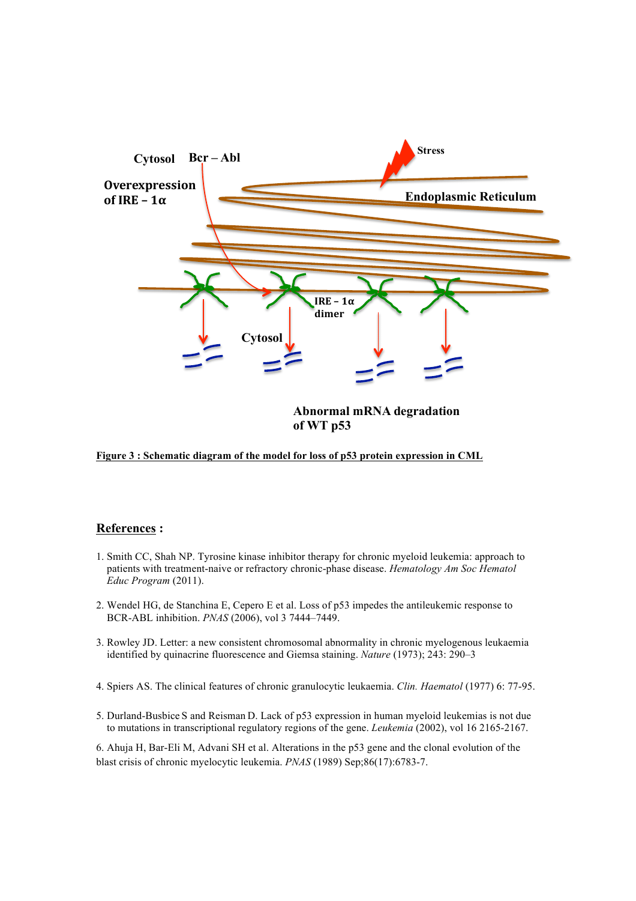Cytosol Bcr – Abl

Overexpression of IRE – 1α

Stress

Endoplasmic Reticulum

IRE – 1α dimer

Cytosol

Abnormal mRNA degradation of WT p53

**Figure 3 : Schematic diagram of the model for loss of p53 protein expression in CML**

## References :

1. Smith CC, Shah NP. Tyrosine kinase inhibitor therapy for chronic myeloid leukemia: approach to patients with treatment-naive or refractory chronic-phase disease. *Hematology Am Soc Hematol Educ Program* (2011).

2. Wendel HG, de Stanchina E, Cepero E et al. Loss of p53 impedes the antileukemic response to BCR-ABL inhibition. *PNAS* (2006), vol 3 7444–7449.

3. Rowley JD. Letter: a new consistent chromosomal abnormality in chronic myelogenous leukaemia identified by quinacrine fluorescence and Giemsa staining. *Nature* (1973); 243: 290–3

4. Spiers AS. The clinical features of chronic granulocytic leukaemia. *Clin. Haematol* (1977) 6: 77-95.

5. Durland-Busbice S and Reisman D. Lack of p53 expression in human myeloid leukemias is not due to mutations in transcriptional regulatory regions of the gene. *Leukemia* (2002), vol 16 2165-2167.

6. Ahuja H, Bar-Eli M, Advani SH et al. Alterations in the p53 gene and the clonal evolution of the blast crisis of chronic myelocytic leukemia. *PNAS* (1989) Sep;86(17):6783-7.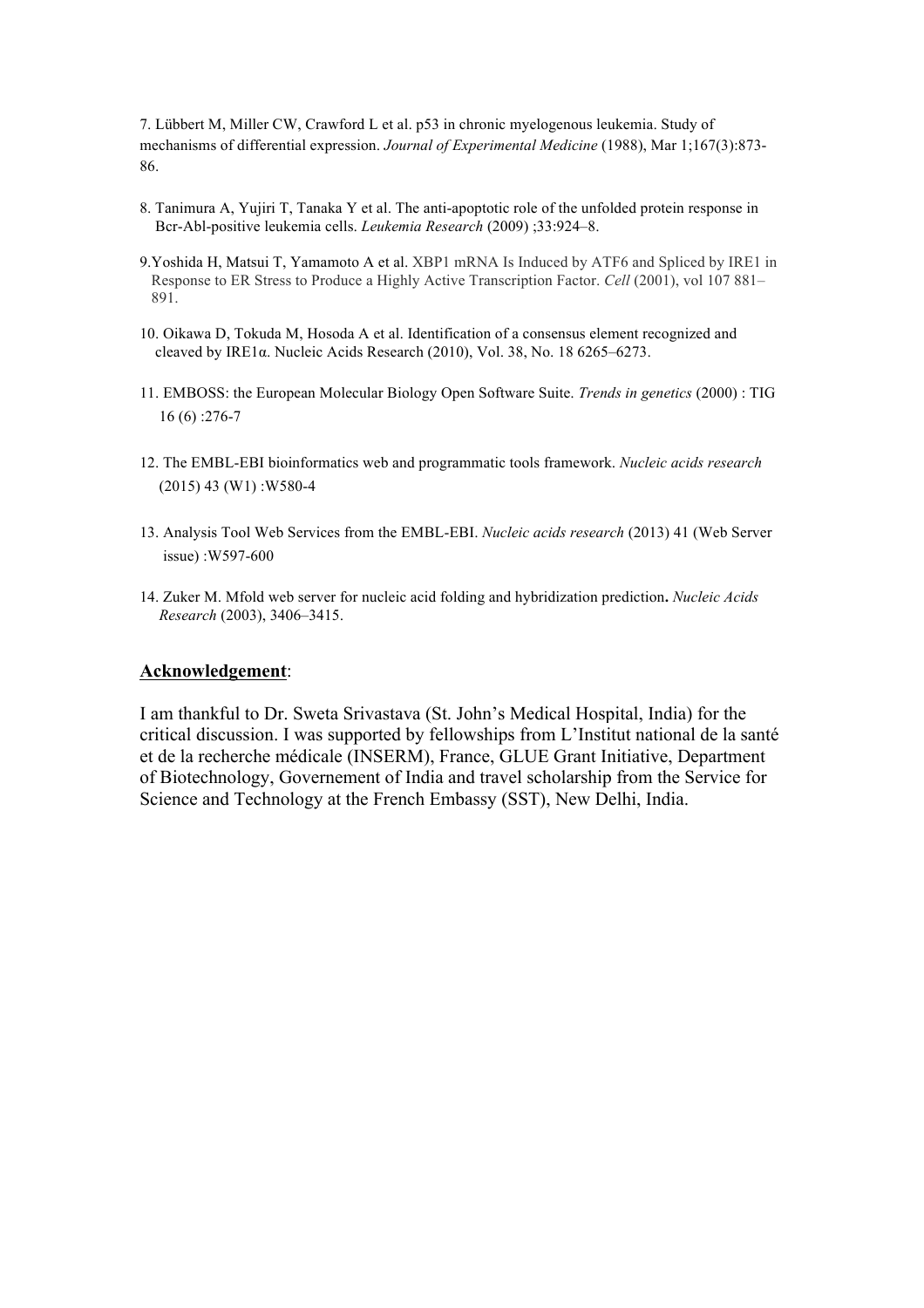7. Lübbert M, Miller CW, Crawford L et al. p53 in chronic myelogenous leukemia. Study of mechanisms of differential expression. *Journal of Experimental Medicine* (1988), Mar 1;167(3):873-86.

8. Tanimura A, Yujiri T, Tanaka Y et al. The anti-apoptotic role of the unfolded protein response in Bcr-Abl-positive leukemia cells. *Leukemia Research* (2009) ;33:924–8.

9. Yoshida H, Matsui T, Yamamoto A et al. XBP1 mRNA Is Induced by ATF6 and Spliced by IRE1 in Response to ER Stress to Produce a Highly Active Transcription Factor. *Cell* (2001), vol 107 881–891.

10. Oikawa D, Tokuda M, Hosoda A et al. Identification of a consensus element recognized and cleaved by IRE1α. Nucleic Acids Research (2010), Vol. 38, No. 18 6265–6273.

11. EMBOSS: the European Molecular Biology Open Software Suite. *Trends in genetics* (2000) : TIG 16 (6) :276-7

12. The EMBL-EBI bioinformatics web and programmatic tools framework. *Nucleic acids research* (2015) 43 (W1) :W580-4

13. Analysis Tool Web Services from the EMBL-EBI. *Nucleic acids research* (2013) 41 (Web Server issue) :W597-600

14. Zuker M. Mfold web server for nucleic acid folding and hybridization prediction**.** *Nucleic Acids Research* (2003), 3406–3415.

## Acknowledgement:

I am thankful to Dr. Sweta Srivastava (St. John's Medical Hospital, India) for the critical discussion. I was supported by fellowships from L'Institut national de la santé et de la recherche médicale (INSERM), France, GLUE Grant Initiative, Department of Biotechnology, Governement of India and travel scholarship from the Service for Science and Technology at the French Embassy (SST), New Delhi, India.